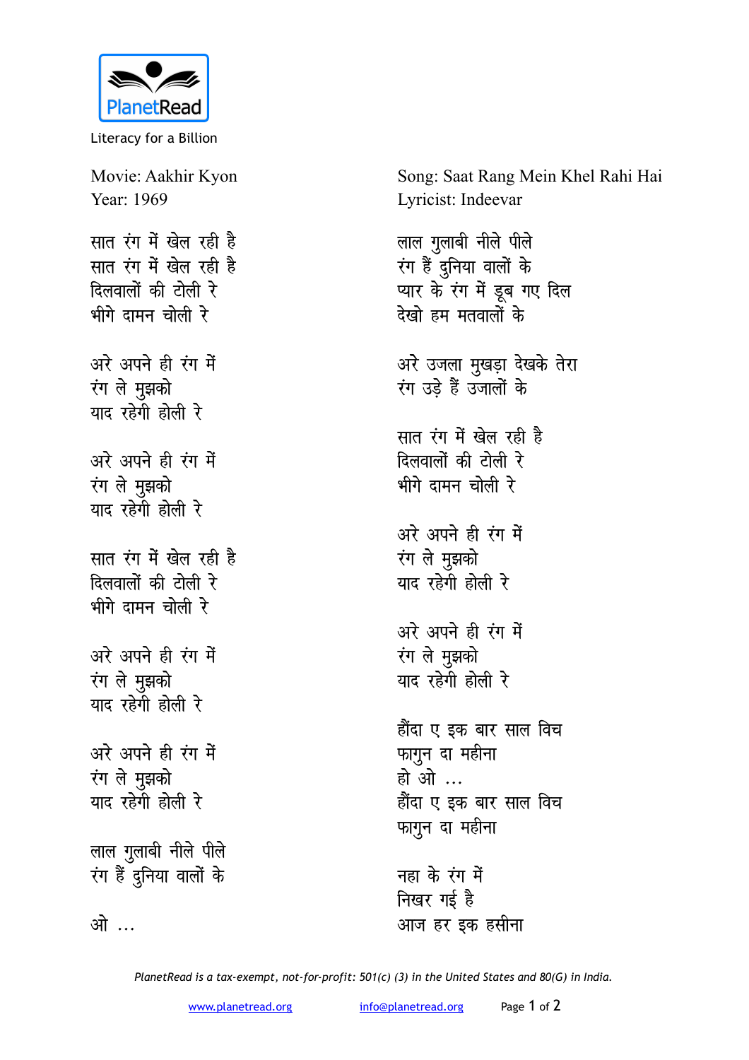PlanetRead

Literacy for a Billion

Movie: Aakhir Kyon
Year: 1969

Song: Saat Rang Mein Khel Rahi Hai
Lyricist: Indeevar

सात रंग में खेल रही है
सात रंग में खेल रही है
दिलवालों की टोली रे
भीगे दामन चोली रे

अरे अपने ही रंग में
रंग ले मुझको
याद रहेगी होली रे

अरे अपने ही रंग में
रंग ले मुझको
याद रहेगी होली रे

सात रंग में खेल रही है
दिलवालों की टोली रे
भीगे दामन चोली रे

अरे अपने ही रंग में
रंग ले मुझको
याद रहेगी होली रे

अरे अपने ही रंग में
रंग ले मुझको
याद रहेगी होली रे

लाल गुलाबी नीले पीले
रंग हैं दुनिया वालों के

ओ ...

लाल गुलाबी नीले पीले
रंग हैं दुनिया वालों के
प्यार के रंग में डूब गए दिल
देखो हम मतवालों के

अरे उजला मुखड़ा देखके तेरा
रंग उड़े हैं उजालों के

सात रंग में खेल रही है
दिलवालों की टोली रे
भीगे दामन चोली रे

अरे अपने ही रंग में
रंग ले मुझको
याद रहेगी होली रे

अरे अपने ही रंग में
रंग ले मुझको
याद रहेगी होली रे

हौंदा ए इक बार साल विच
फागुन दा महीना
हो ओ ...
हौंदा ए इक बार साल विच
फागुन दा महीना

नहा के रंग में
निखर गई है
आज हर इक हसीना

*PlanetRead is a tax-exempt, not-for-profit: 501(c) (3) in the United States and 80(G) in India.*

www.planetread.org info@planetread.org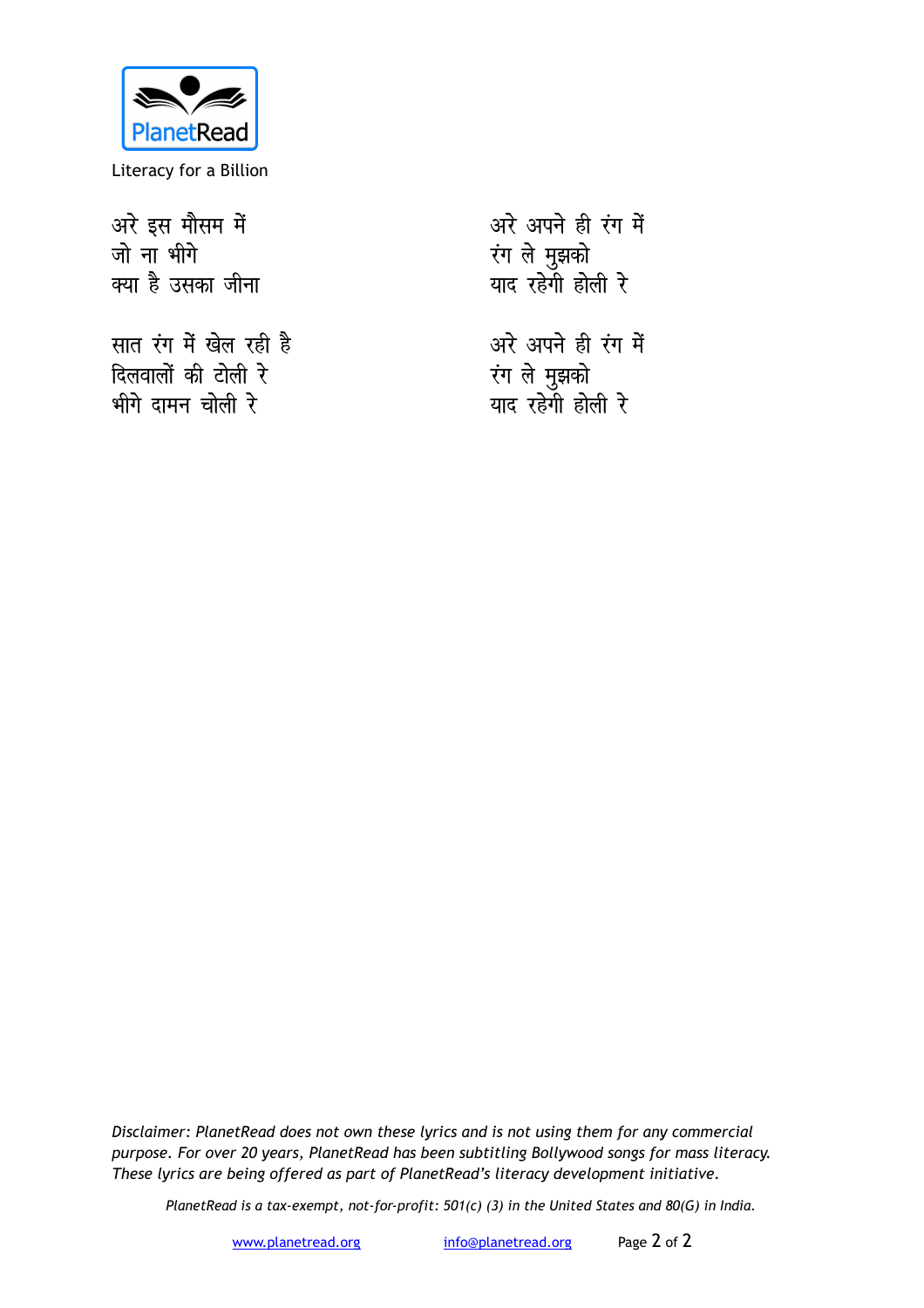अरे इस मौसम में
जो ना भीगे
क्या है उसका जीना

सात रंग में खेल रही है
दिलवालों की टोली रे
भीगे दामन चोली रे

अरे अपने ही रंग में
रंग ले मुझको
याद रहेगी होली रे

अरे अपने ही रंग में
रंग ले मुझको
याद रहेगी होली रे

*Disclaimer: PlanetRead does not own these lyrics and is not using them for any commercial purpose. For over 20 years, PlanetRead has been subtitling Bollywood songs for mass literacy. These lyrics are being offered as part of PlanetRead's literacy development initiative.*

*PlanetRead is a tax-exempt, not-for-profit: 501(c) (3) in the United States and 80(G) in India.*

www.planetread.org info@planetread.org